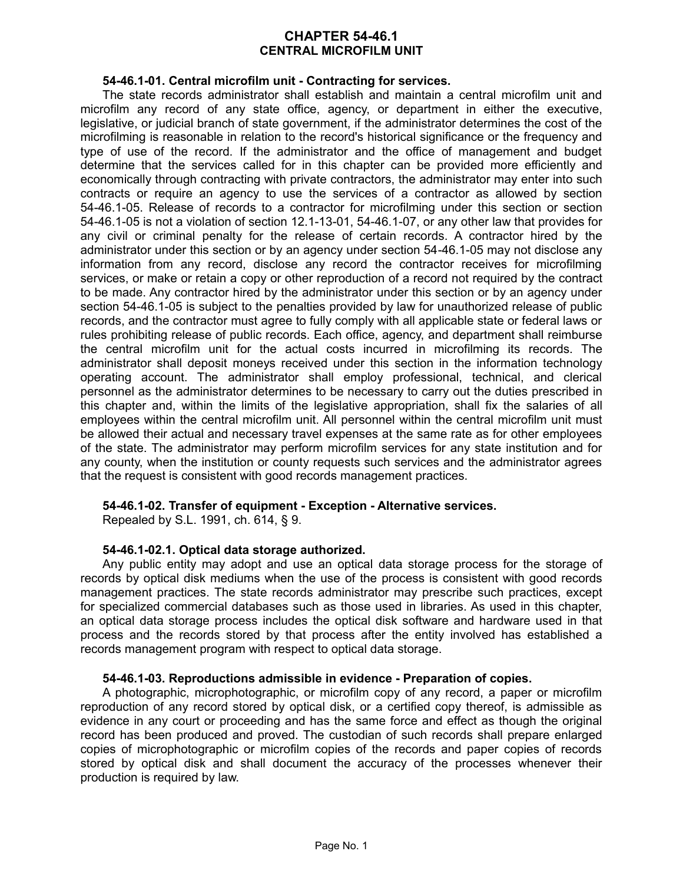# CHAPTER 54-46.1
# CENTRAL MICROFILM UNIT

**54-46.1-01. Central microfilm unit - Contracting for services.**

The state records administrator shall establish and maintain a central microfilm unit and microfilm any record of any state office, agency, or department in either the executive, legislative, or judicial branch of state government, if the administrator determines the cost of the microfilming is reasonable in relation to the record's historical significance or the frequency and type of use of the record. If the administrator and the office of management and budget determine that the services called for in this chapter can be provided more efficiently and economically through contracting with private contractors, the administrator may enter into such contracts or require an agency to use the services of a contractor as allowed by section 54-46.1-05. Release of records to a contractor for microfilming under this section or section 54-46.1-05 is not a violation of section 12.1-13-01, 54-46.1-07, or any other law that provides for any civil or criminal penalty for the release of certain records. A contractor hired by the administrator under this section or by an agency under section 54-46.1-05 may not disclose any information from any record, disclose any record the contractor receives for microfilming services, or make or retain a copy or other reproduction of a record not required by the contract to be made. Any contractor hired by the administrator under this section or by an agency under section 54-46.1-05 is subject to the penalties provided by law for unauthorized release of public records, and the contractor must agree to fully comply with all applicable state or federal laws or rules prohibiting release of public records. Each office, agency, and department shall reimburse the central microfilm unit for the actual costs incurred in microfilming its records. The administrator shall deposit moneys received under this section in the information technology operating account. The administrator shall employ professional, technical, and clerical personnel as the administrator determines to be necessary to carry out the duties prescribed in this chapter and, within the limits of the legislative appropriation, shall fix the salaries of all employees within the central microfilm unit. All personnel within the central microfilm unit must be allowed their actual and necessary travel expenses at the same rate as for other employees of the state. The administrator may perform microfilm services for any state institution and for any county, when the institution or county requests such services and the administrator agrees that the request is consistent with good records management practices.

**54-46.1-02. Transfer of equipment - Exception - Alternative services.**

Repealed by S.L. 1991, ch. 614, § 9.

**54-46.1-02.1. Optical data storage authorized.**

Any public entity may adopt and use an optical data storage process for the storage of records by optical disk mediums when the use of the process is consistent with good records management practices. The state records administrator may prescribe such practices, except for specialized commercial databases such as those used in libraries. As used in this chapter, an optical data storage process includes the optical disk software and hardware used in that process and the records stored by that process after the entity involved has established a records management program with respect to optical data storage.

**54-46.1-03. Reproductions admissible in evidence - Preparation of copies.**

A photographic, microphotographic, or microfilm copy of any record, a paper or microfilm reproduction of any record stored by optical disk, or a certified copy thereof, is admissible as evidence in any court or proceeding and has the same force and effect as though the original record has been produced and proved. The custodian of such records shall prepare enlarged copies of microphotographic or microfilm copies of the records and paper copies of records stored by optical disk and shall document the accuracy of the processes whenever their production is required by law.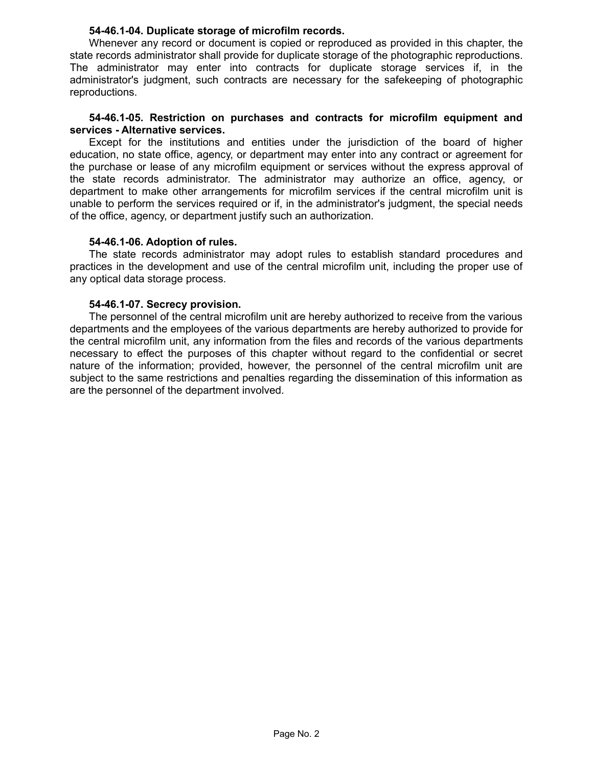**54-46.1-04. Duplicate storage of microfilm records.**

Whenever any record or document is copied or reproduced as provided in this chapter, the state records administrator shall provide for duplicate storage of the photographic reproductions. The administrator may enter into contracts for duplicate storage services if, in the administrator's judgment, such contracts are necessary for the safekeeping of photographic reproductions.

**54-46.1-05. Restriction on purchases and contracts for microfilm equipment and services - Alternative services.**

Except for the institutions and entities under the jurisdiction of the board of higher education, no state office, agency, or department may enter into any contract or agreement for the purchase or lease of any microfilm equipment or services without the express approval of the state records administrator. The administrator may authorize an office, agency, or department to make other arrangements for microfilm services if the central microfilm unit is unable to perform the services required or if, in the administrator's judgment, the special needs of the office, agency, or department justify such an authorization.

**54-46.1-06. Adoption of rules.**

The state records administrator may adopt rules to establish standard procedures and practices in the development and use of the central microfilm unit, including the proper use of any optical data storage process.

**54-46.1-07. Secrecy provision.**

The personnel of the central microfilm unit are hereby authorized to receive from the various departments and the employees of the various departments are hereby authorized to provide for the central microfilm unit, any information from the files and records of the various departments necessary to effect the purposes of this chapter without regard to the confidential or secret nature of the information; provided, however, the personnel of the central microfilm unit are subject to the same restrictions and penalties regarding the dissemination of this information as are the personnel of the department involved.